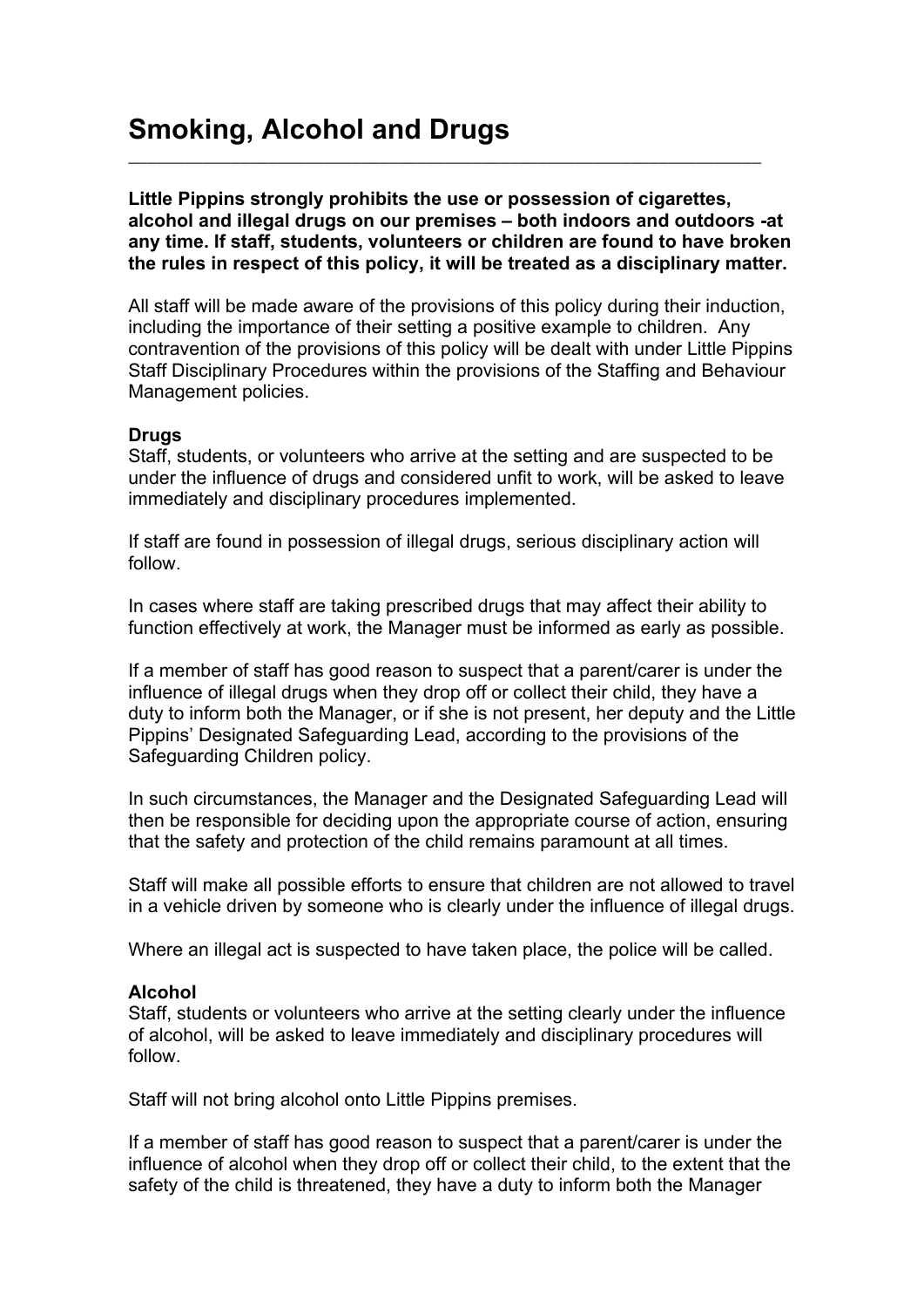# Smoking, Alcohol and Drugs

**Little Pippins strongly prohibits the use or possession of cigarettes, alcohol and illegal drugs on our premises – both indoors and outdoors -at any time. If staff, students, volunteers or children are found to have broken the rules in respect of this policy, it will be treated as a disciplinary matter.**

All staff will be made aware of the provisions of this policy during their induction, including the importance of their setting a positive example to children. Any contravention of the provisions of this policy will be dealt with under Little Pippins Staff Disciplinary Procedures within the provisions of the Staffing and Behaviour Management policies.

**Drugs**

Staff, students, or volunteers who arrive at the setting and are suspected to be under the influence of drugs and considered unfit to work, will be asked to leave immediately and disciplinary procedures implemented.

If staff are found in possession of illegal drugs, serious disciplinary action will follow.

In cases where staff are taking prescribed drugs that may affect their ability to function effectively at work, the Manager must be informed as early as possible.

If a member of staff has good reason to suspect that a parent/carer is under the influence of illegal drugs when they drop off or collect their child, they have a duty to inform both the Manager, or if she is not present, her deputy and the Little Pippins' Designated Safeguarding Lead, according to the provisions of the Safeguarding Children policy.

In such circumstances, the Manager and the Designated Safeguarding Lead will then be responsible for deciding upon the appropriate course of action, ensuring that the safety and protection of the child remains paramount at all times.

Staff will make all possible efforts to ensure that children are not allowed to travel in a vehicle driven by someone who is clearly under the influence of illegal drugs.

Where an illegal act is suspected to have taken place, the police will be called.

**Alcohol**

Staff, students or volunteers who arrive at the setting clearly under the influence of alcohol, will be asked to leave immediately and disciplinary procedures will follow.

Staff will not bring alcohol onto Little Pippins premises.

If a member of staff has good reason to suspect that a parent/carer is under the influence of alcohol when they drop off or collect their child, to the extent that the safety of the child is threatened, they have a duty to inform both the Manager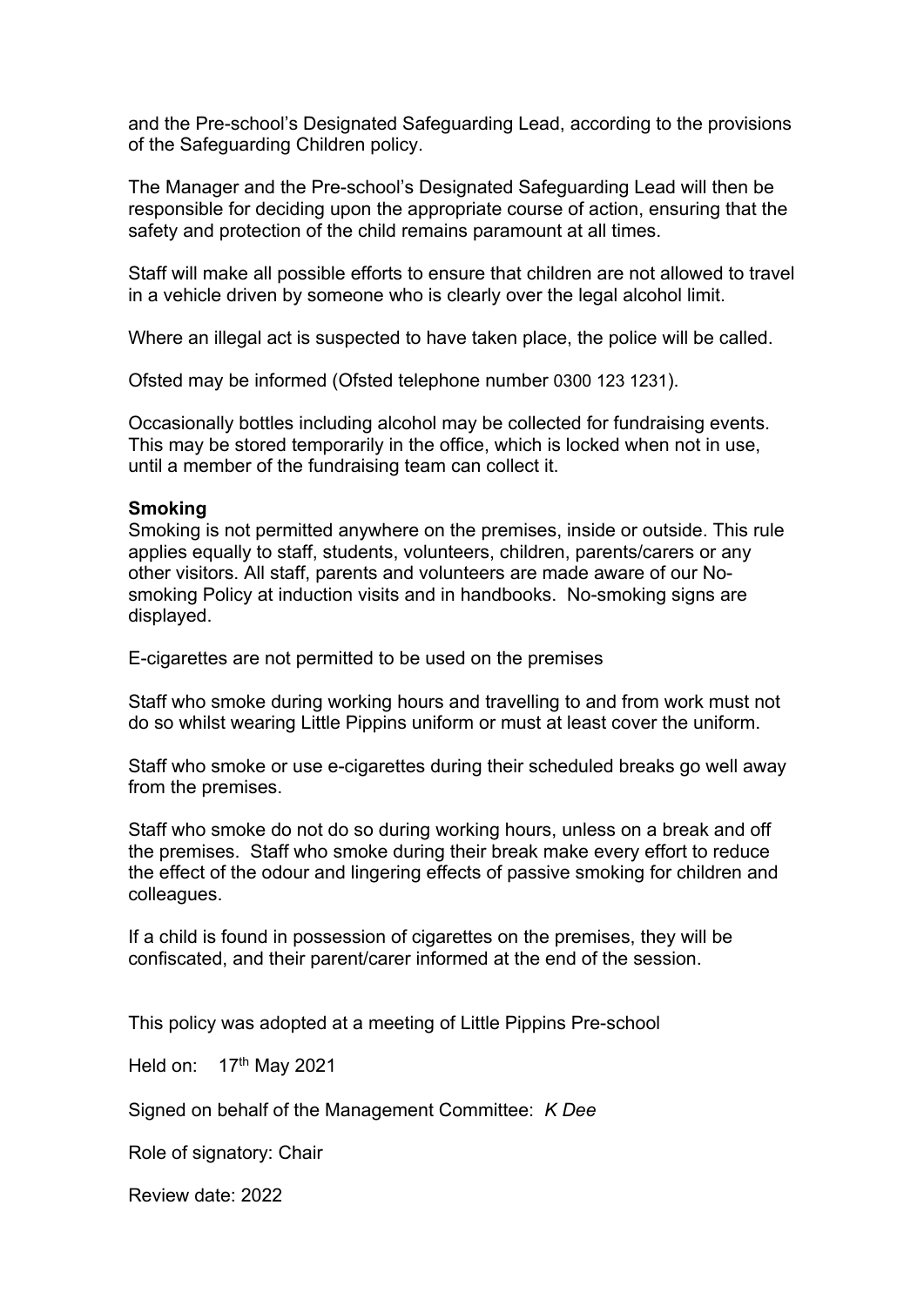and the Pre-school's Designated Safeguarding Lead, according to the provisions of the Safeguarding Children policy.

The Manager and the Pre-school's Designated Safeguarding Lead will then be responsible for deciding upon the appropriate course of action, ensuring that the safety and protection of the child remains paramount at all times.

Staff will make all possible efforts to ensure that children are not allowed to travel in a vehicle driven by someone who is clearly over the legal alcohol limit.

Where an illegal act is suspected to have taken place, the police will be called.

Ofsted may be informed (Ofsted telephone number 0300 123 1231).

Occasionally bottles including alcohol may be collected for fundraising events. This may be stored temporarily in the office, which is locked when not in use, until a member of the fundraising team can collect it.

**Smoking**

Smoking is not permitted anywhere on the premises, inside or outside. This rule applies equally to staff, students, volunteers, children, parents/carers or any other visitors. All staff, parents and volunteers are made aware of our No-smoking Policy at induction visits and in handbooks. No-smoking signs are displayed.

E-cigarettes are not permitted to be used on the premises

Staff who smoke during working hours and travelling to and from work must not do so whilst wearing Little Pippins uniform or must at least cover the uniform.

Staff who smoke or use e-cigarettes during their scheduled breaks go well away from the premises.

Staff who smoke do not do so during working hours, unless on a break and off the premises. Staff who smoke during their break make every effort to reduce the effect of the odour and lingering effects of passive smoking for children and colleagues.

If a child is found in possession of cigarettes on the premises, they will be confiscated, and their parent/carer informed at the end of the session.

This policy was adopted at a meeting of Little Pippins Pre-school

Held on: 17th May 2021

Signed on behalf of the Management Committee: *K Dee*

Role of signatory: Chair

Review date: 2022